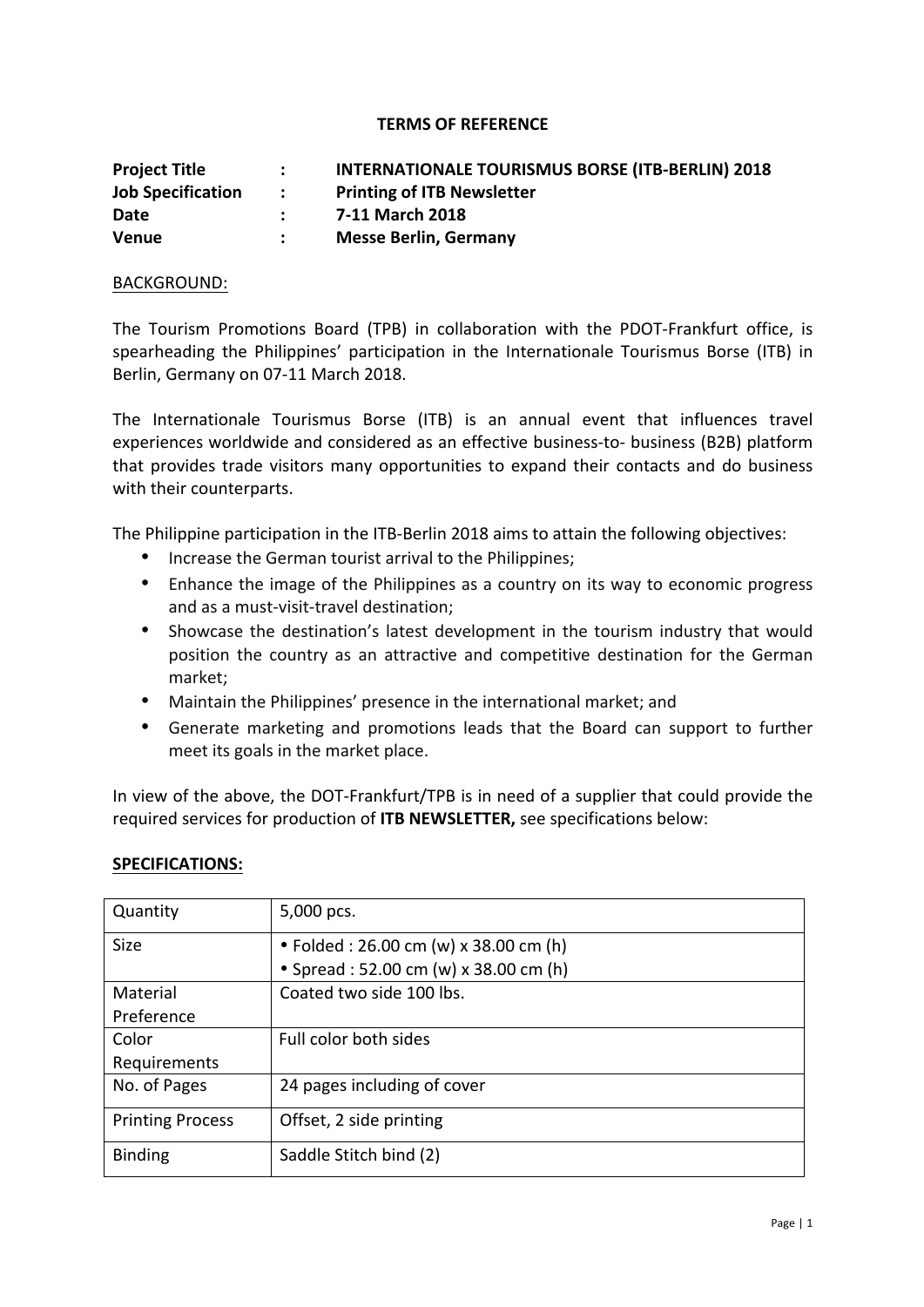# TERMS OF REFERENCE

**Project Title** : **INTERNATIONALE TOURISMUS BORSE (ITB-BERLIN) 2018**
**Job Specification** : **Printing of ITB Newsletter**
**Date** : **7-11 March 2018**
**Venue** : **Messe Berlin, Germany**

BACKGROUND:

The Tourism Promotions Board (TPB) in collaboration with the PDOT-Frankfurt office, is spearheading the Philippines' participation in the Internationale Tourismus Borse (ITB) in Berlin, Germany on 07-11 March 2018.

The Internationale Tourismus Borse (ITB) is an annual event that influences travel experiences worldwide and considered as an effective business-to- business (B2B) platform that provides trade visitors many opportunities to expand their contacts and do business with their counterparts.

The Philippine participation in the ITB-Berlin 2018 aims to attain the following objectives:

- Increase the German tourist arrival to the Philippines;
- Enhance the image of the Philippines as a country on its way to economic progress and as a must-visit-travel destination;
- Showcase the destination's latest development in the tourism industry that would position the country as an attractive and competitive destination for the German market;
- Maintain the Philippines' presence in the international market; and
- Generate marketing and promotions leads that the Board can support to further meet its goals in the market place.

In view of the above, the DOT-Frankfurt/TPB is in need of a supplier that could provide the required services for production of **ITB NEWSLETTER,** see specifications below:

**SPECIFICATIONS:**

| | |
|---|---|
| Quantity | 5,000 pcs. |
| Size | • Folded : 26.00 cm (w) x 38.00 cm (h)<br>• Spread : 52.00 cm (w) x 38.00 cm (h) |
| Material Preference | Coated two side 100 lbs. |
| Color Requirements | Full color both sides |
| No. of Pages | 24 pages including of cover |
| Printing Process | Offset, 2 side printing |
| Binding | Saddle Stitch bind (2) |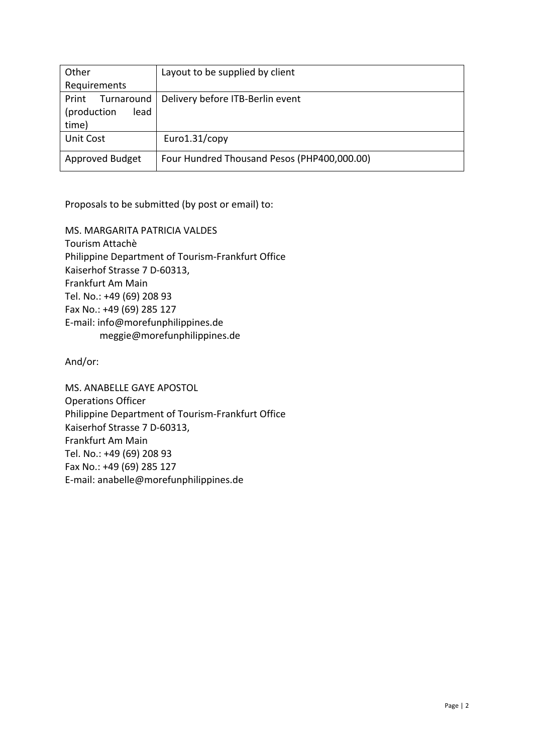| | |
|---|---|
| Other Requirements | Layout to be supplied by client |
| Print Turnaround (production lead time) | Delivery before ITB-Berlin event |
| Unit Cost | Euro1.31/copy |
| Approved Budget | Four Hundred Thousand Pesos (PHP400,000.00) |

Proposals to be submitted (by post or email) to:

MS. MARGARITA PATRICIA VALDES
Tourism Attachè
Philippine Department of Tourism-Frankfurt Office
Kaiserhof Strasse 7 D-60313,
Frankfurt Am Main
Tel. No.: +49 (69) 208 93
Fax No.: +49 (69) 285 127
E-mail: info@morefunphilippines.de
meggie@morefunphilippines.de

And/or:

MS. ANABELLE GAYE APOSTOL
Operations Officer
Philippine Department of Tourism-Frankfurt Office
Kaiserhof Strasse 7 D-60313,
Frankfurt Am Main
Tel. No.: +49 (69) 208 93
Fax No.: +49 (69) 285 127
E-mail: anabelle@morefunphilippines.de